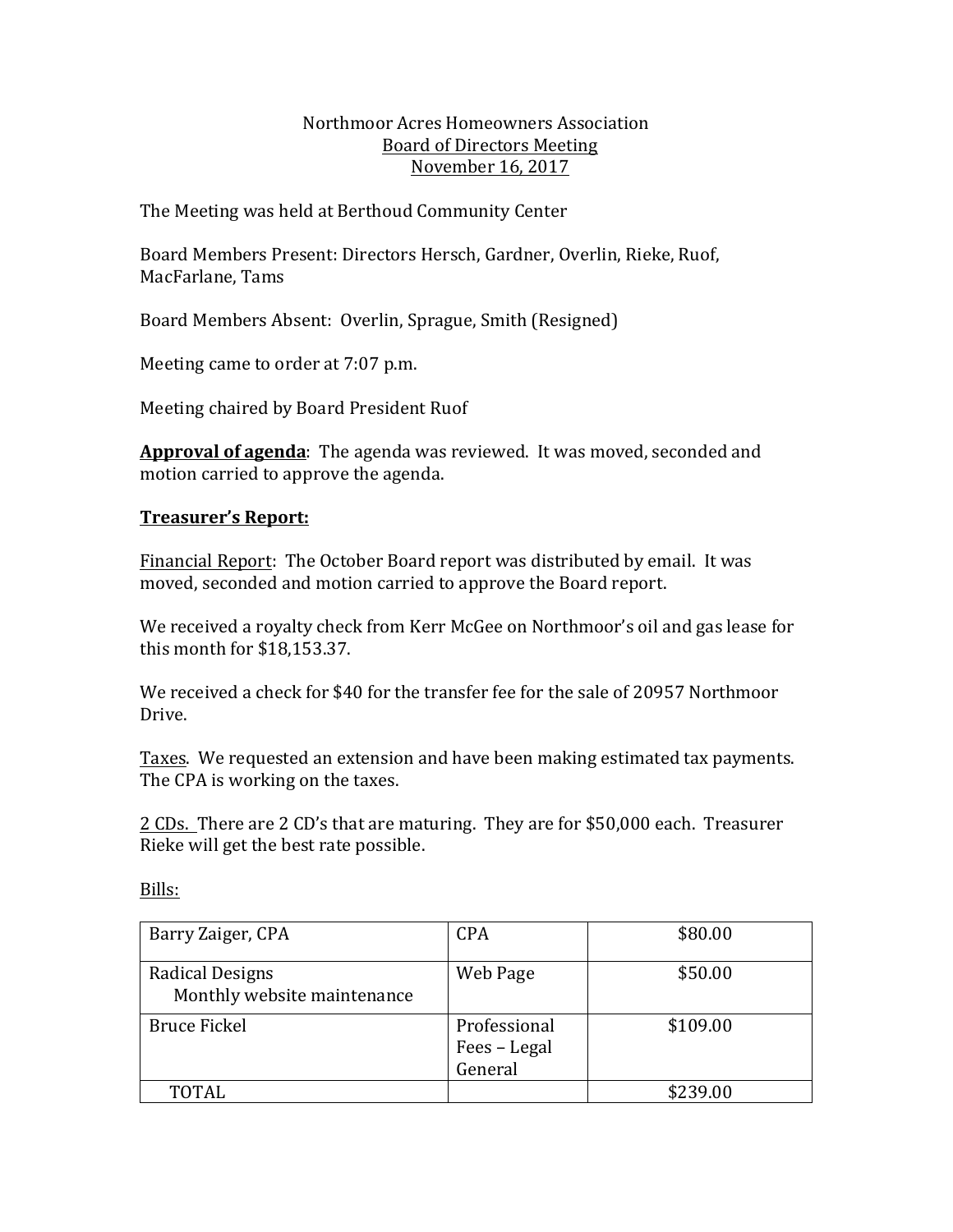Northmoor Acres Homeowners Association
Board of Directors Meeting
November 16, 2017

The Meeting was held at Berthoud Community Center

Board Members Present: Directors Hersch, Gardner, Overlin, Rieke, Ruof, MacFarlane, Tams

Board Members Absent: Overlin, Sprague, Smith (Resigned)

Meeting came to order at 7:07 p.m.

Meeting chaired by Board President Ruof

**Approval of agenda**: The agenda was reviewed. It was moved, seconded and motion carried to approve the agenda.

**Treasurer's Report:**

Financial Report: The October Board report was distributed by email. It was moved, seconded and motion carried to approve the Board report.

We received a royalty check from Kerr McGee on Northmoor's oil and gas lease for this month for $18,153.37.

We received a check for $40 for the transfer fee for the sale of 20957 Northmoor Drive.

Taxes. We requested an extension and have been making estimated tax payments. The CPA is working on the taxes.

2 CDs. There are 2 CD's that are maturing. They are for $50,000 each. Treasurer Rieke will get the best rate possible.

Bills:

| | | |
|---|---|---|
| Barry Zaiger, CPA | CPA | $80.00 |
| Radical Designs<br>Monthly website maintenance | Web Page | $50.00 |
| Bruce Fickel | Professional Fees – Legal General | $109.00 |
| TOTAL | | $239.00 |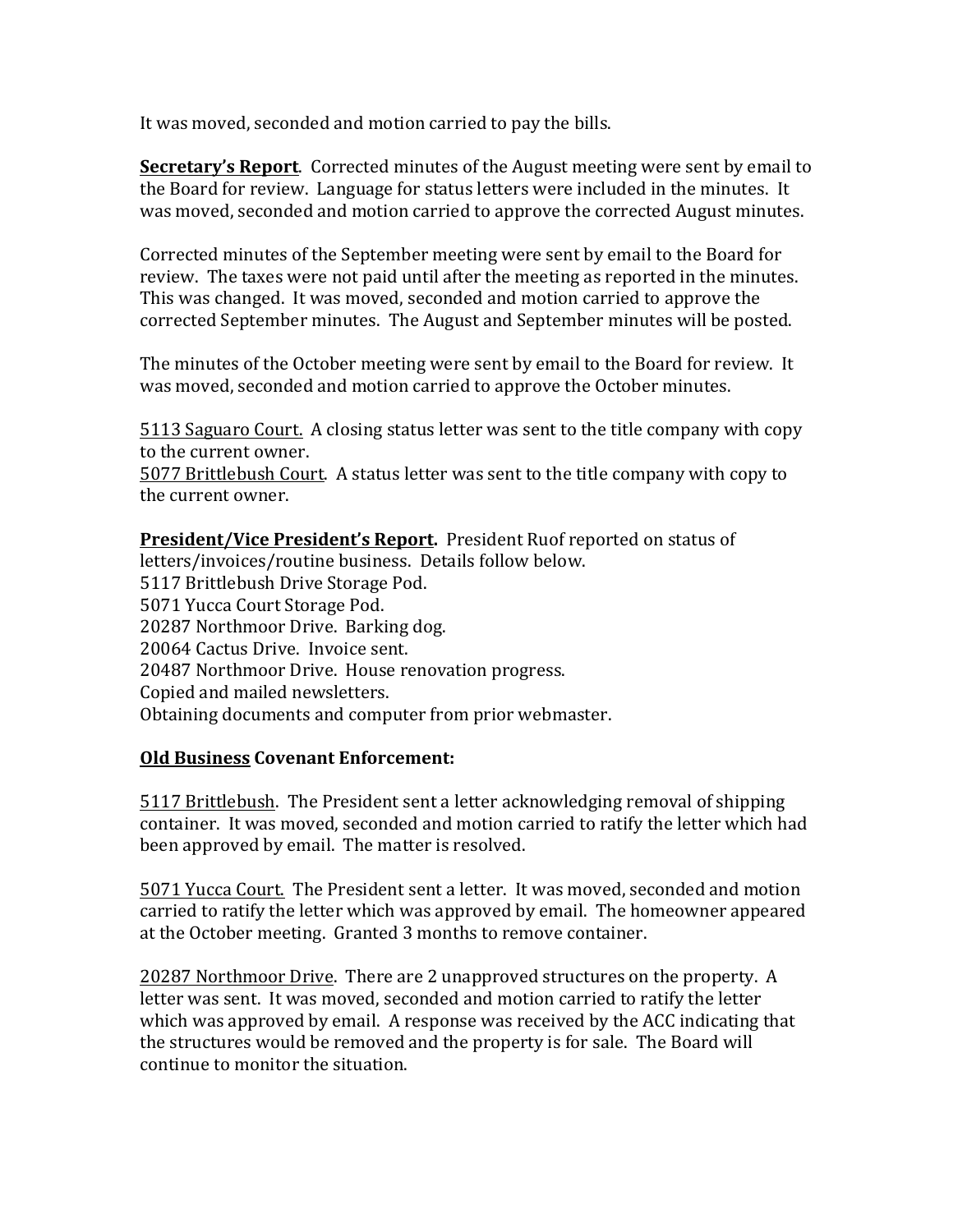It was moved, seconded and motion carried to pay the bills.

**Secretary's Report**. Corrected minutes of the August meeting were sent by email to the Board for review. Language for status letters were included in the minutes. It was moved, seconded and motion carried to approve the corrected August minutes.

Corrected minutes of the September meeting were sent by email to the Board for review. The taxes were not paid until after the meeting as reported in the minutes. This was changed. It was moved, seconded and motion carried to approve the corrected September minutes. The August and September minutes will be posted.

The minutes of the October meeting were sent by email to the Board for review. It was moved, seconded and motion carried to approve the October minutes.

5113 Saguaro Court. A closing status letter was sent to the title company with copy to the current owner.
5077 Brittlebush Court. A status letter was sent to the title company with copy to the current owner.

**President/Vice President's Report.** President Ruof reported on status of letters/invoices/routine business. Details follow below.
5117 Brittlebush Drive Storage Pod.
5071 Yucca Court Storage Pod.
20287 Northmoor Drive. Barking dog.
20064 Cactus Drive. Invoice sent.
20487 Northmoor Drive. House renovation progress.
Copied and mailed newsletters.
Obtaining documents and computer from prior webmaster.

**Old Business Covenant Enforcement:**

5117 Brittlebush. The President sent a letter acknowledging removal of shipping container. It was moved, seconded and motion carried to ratify the letter which had been approved by email. The matter is resolved.

5071 Yucca Court. The President sent a letter. It was moved, seconded and motion carried to ratify the letter which was approved by email. The homeowner appeared at the October meeting. Granted 3 months to remove container.

20287 Northmoor Drive. There are 2 unapproved structures on the property. A letter was sent. It was moved, seconded and motion carried to ratify the letter which was approved by email. A response was received by the ACC indicating that the structures would be removed and the property is for sale. The Board will continue to monitor the situation.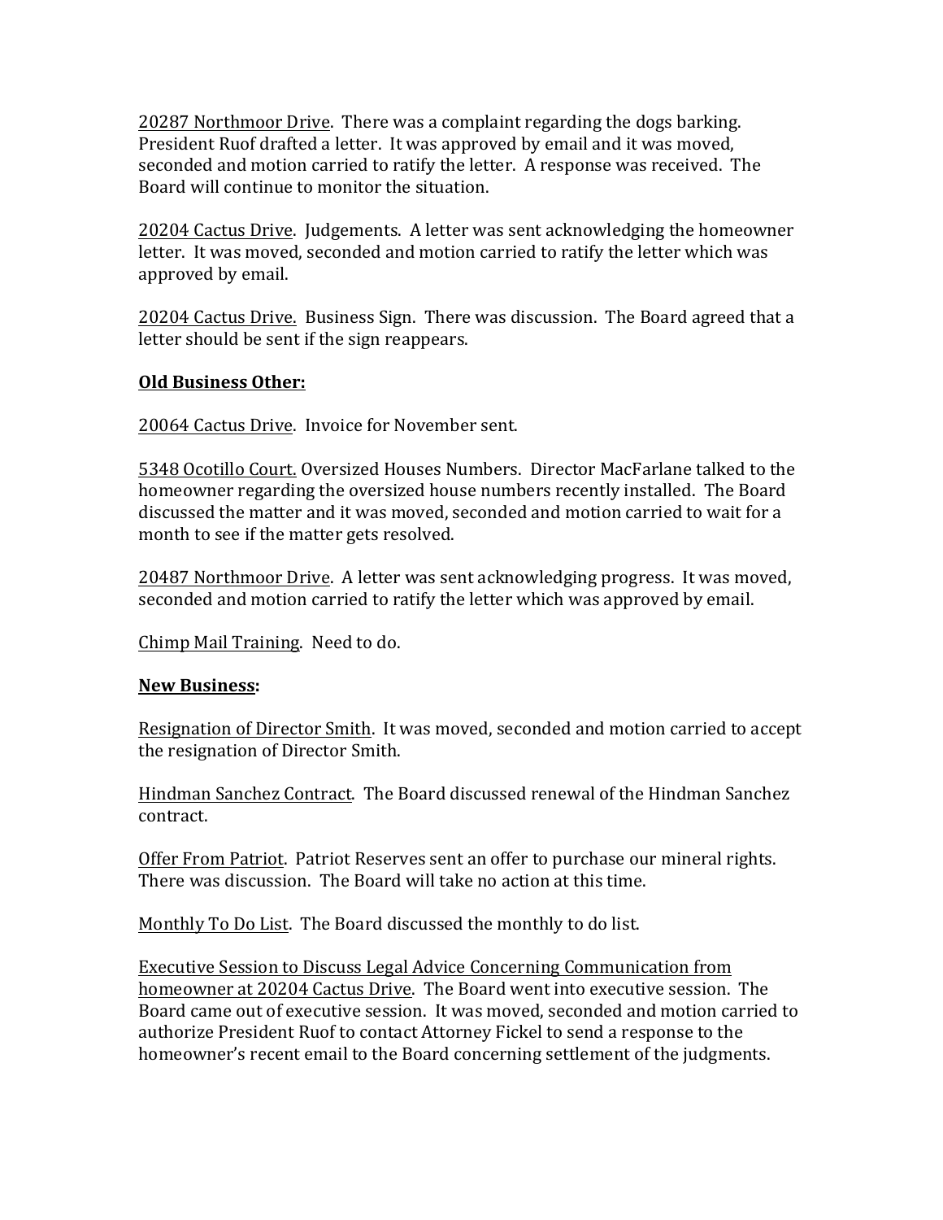20287 Northmoor Drive. There was a complaint regarding the dogs barking. President Ruof drafted a letter. It was approved by email and it was moved, seconded and motion carried to ratify the letter. A response was received. The Board will continue to monitor the situation.

20204 Cactus Drive. Judgements. A letter was sent acknowledging the homeowner letter. It was moved, seconded and motion carried to ratify the letter which was approved by email.

20204 Cactus Drive. Business Sign. There was discussion. The Board agreed that a letter should be sent if the sign reappears.

**Old Business Other:**

20064 Cactus Drive. Invoice for November sent.

5348 Ocotillo Court. Oversized Houses Numbers. Director MacFarlane talked to the homeowner regarding the oversized house numbers recently installed. The Board discussed the matter and it was moved, seconded and motion carried to wait for a month to see if the matter gets resolved.

20487 Northmoor Drive. A letter was sent acknowledging progress. It was moved, seconded and motion carried to ratify the letter which was approved by email.

Chimp Mail Training. Need to do.

**New Business:**

Resignation of Director Smith. It was moved, seconded and motion carried to accept the resignation of Director Smith.

Hindman Sanchez Contract. The Board discussed renewal of the Hindman Sanchez contract.

Offer From Patriot. Patriot Reserves sent an offer to purchase our mineral rights. There was discussion. The Board will take no action at this time.

Monthly To Do List. The Board discussed the monthly to do list.

Executive Session to Discuss Legal Advice Concerning Communication from homeowner at 20204 Cactus Drive. The Board went into executive session. The Board came out of executive session. It was moved, seconded and motion carried to authorize President Ruof to contact Attorney Fickel to send a response to the homeowner's recent email to the Board concerning settlement of the judgments.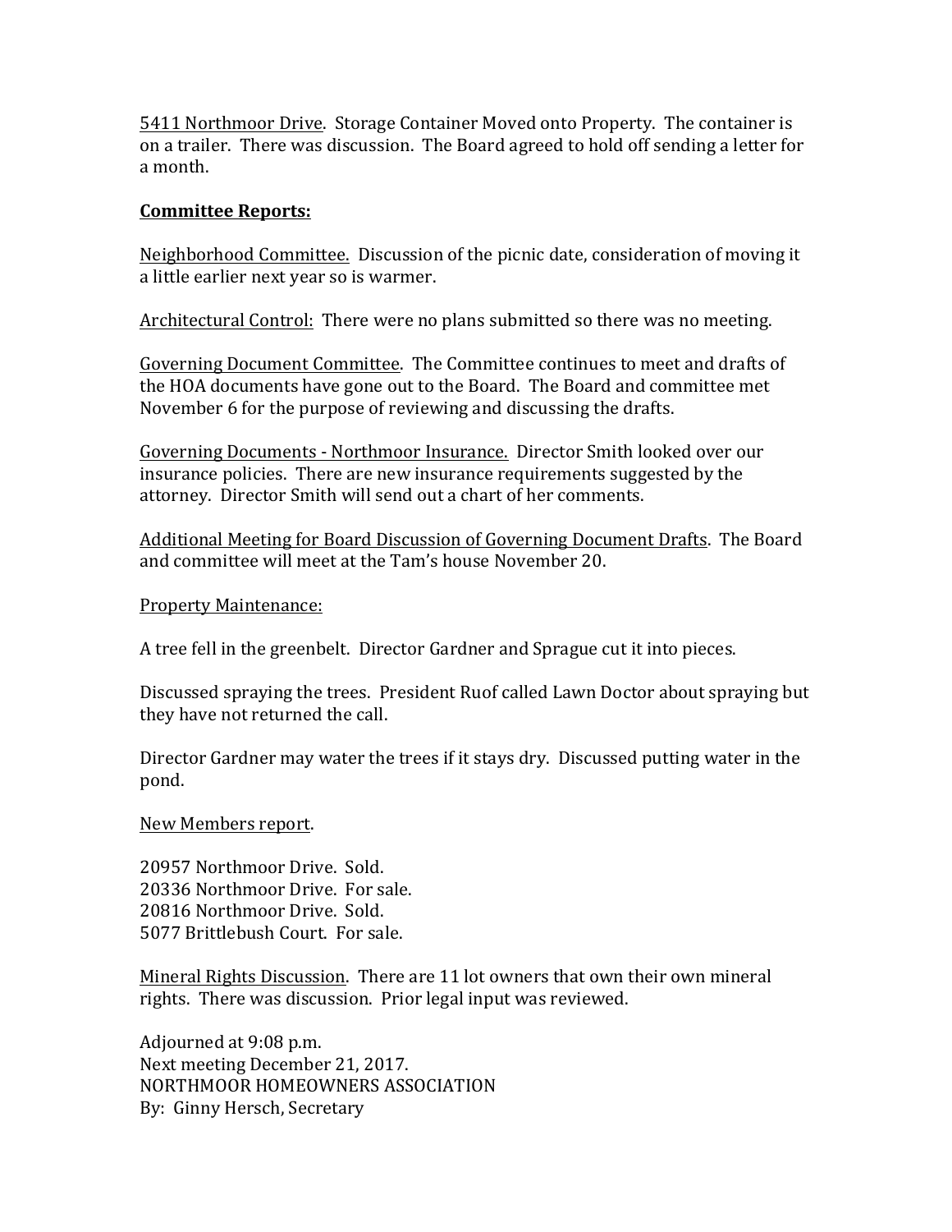5411 Northmoor Drive. Storage Container Moved onto Property. The container is on a trailer. There was discussion. The Board agreed to hold off sending a letter for a month.

**Committee Reports:**

Neighborhood Committee. Discussion of the picnic date, consideration of moving it a little earlier next year so is warmer.

Architectural Control: There were no plans submitted so there was no meeting.

Governing Document Committee. The Committee continues to meet and drafts of the HOA documents have gone out to the Board. The Board and committee met November 6 for the purpose of reviewing and discussing the drafts.

Governing Documents - Northmoor Insurance. Director Smith looked over our insurance policies. There are new insurance requirements suggested by the attorney. Director Smith will send out a chart of her comments.

Additional Meeting for Board Discussion of Governing Document Drafts. The Board and committee will meet at the Tam's house November 20.

Property Maintenance:

A tree fell in the greenbelt. Director Gardner and Sprague cut it into pieces.

Discussed spraying the trees. President Ruof called Lawn Doctor about spraying but they have not returned the call.

Director Gardner may water the trees if it stays dry. Discussed putting water in the pond.

New Members report.

20957 Northmoor Drive. Sold.
20336 Northmoor Drive. For sale.
20816 Northmoor Drive. Sold.
5077 Brittlebush Court. For sale.

Mineral Rights Discussion. There are 11 lot owners that own their own mineral rights. There was discussion. Prior legal input was reviewed.

Adjourned at 9:08 p.m.
Next meeting December 21, 2017.
NORTHMOOR HOMEOWNERS ASSOCIATION
By: Ginny Hersch, Secretary